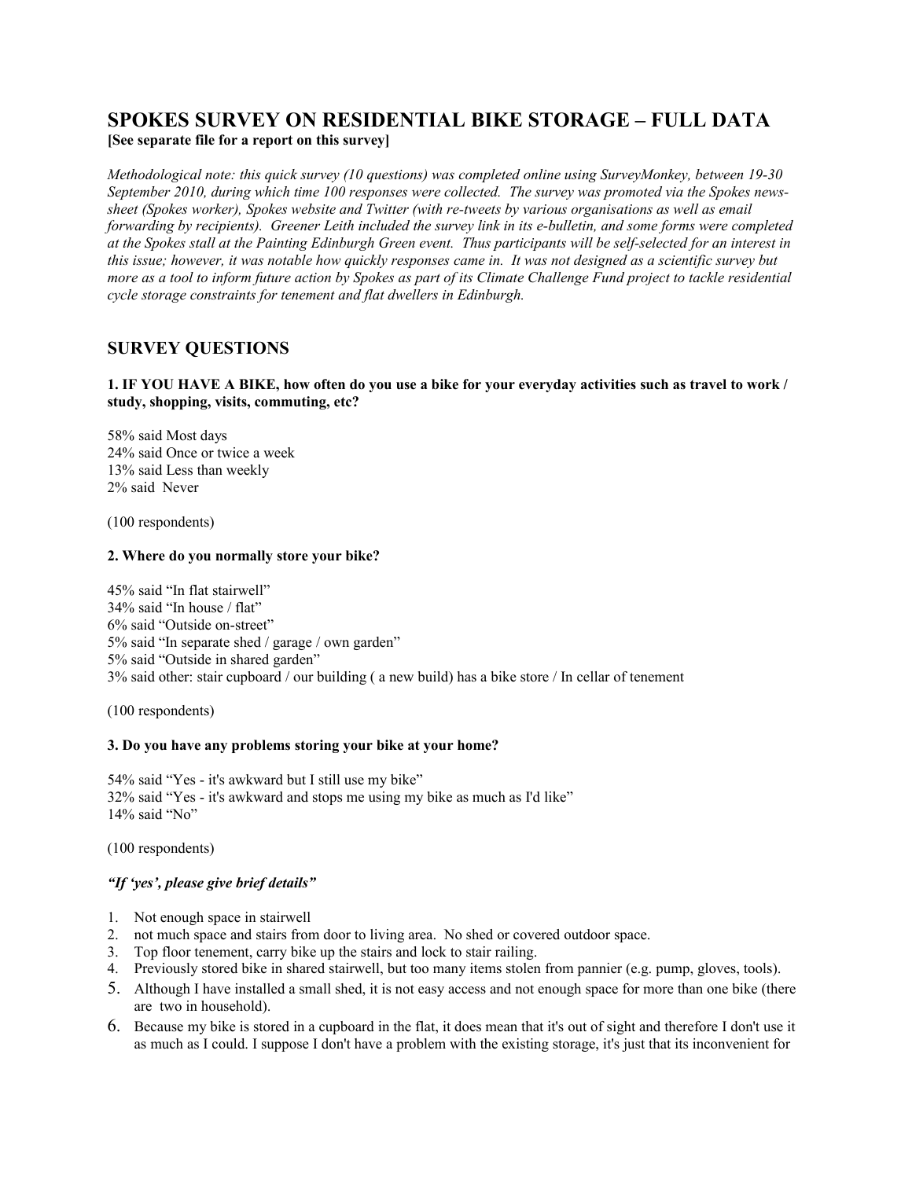# SPOKES SURVEY ON RESIDENTIAL BIKE STORAGE – FULL DATA

**[See separate file for a report on this survey]**

*Methodological note: this quick survey (10 questions) was completed online using SurveyMonkey, between 19-30 September 2010, during which time 100 responses were collected. The survey was promoted via the Spokes news-sheet (Spokes worker), Spokes website and Twitter (with re-tweets by various organisations as well as email forwarding by recipients). Greener Leith included the survey link in its e-bulletin, and some forms were completed at the Spokes stall at the Painting Edinburgh Green event. Thus participants will be self-selected for an interest in this issue; however, it was notable how quickly responses came in. It was not designed as a scientific survey but more as a tool to inform future action by Spokes as part of its Climate Challenge Fund project to tackle residential cycle storage constraints for tenement and flat dwellers in Edinburgh.*

## SURVEY QUESTIONS

**1. IF YOU HAVE A BIKE, how often do you use a bike for your everyday activities such as travel to work / study, shopping, visits, commuting, etc?**

58% said Most days  
24% said Once or twice a week  
13% said Less than weekly  
2% said Never

(100 respondents)

**2. Where do you normally store your bike?**

45% said "In flat stairwell"  
34% said "In house / flat"  
6% said "Outside on-street"  
5% said "In separate shed / garage / own garden"  
5% said "Outside in shared garden"  
3% said other: stair cupboard / our building ( a new build) has a bike store / In cellar of tenement

(100 respondents)

**3. Do you have any problems storing your bike at your home?**

54% said "Yes - it's awkward but I still use my bike"  
32% said "Yes - it's awkward and stops me using my bike as much as I'd like"  
14% said "No"

(100 respondents)

***"If 'yes', please give brief details"***

1. Not enough space in stairwell
2. not much space and stairs from door to living area. No shed or covered outdoor space.
3. Top floor tenement, carry bike up the stairs and lock to stair railing.
4. Previously stored bike in shared stairwell, but too many items stolen from pannier (e.g. pump, gloves, tools).
5. Although I have installed a small shed, it is not easy access and not enough space for more than one bike (there are two in household).
6. Because my bike is stored in a cupboard in the flat, it does mean that it's out of sight and therefore I don't use it as much as I could. I suppose I don't have a problem with the existing storage, it's just that its inconvenient for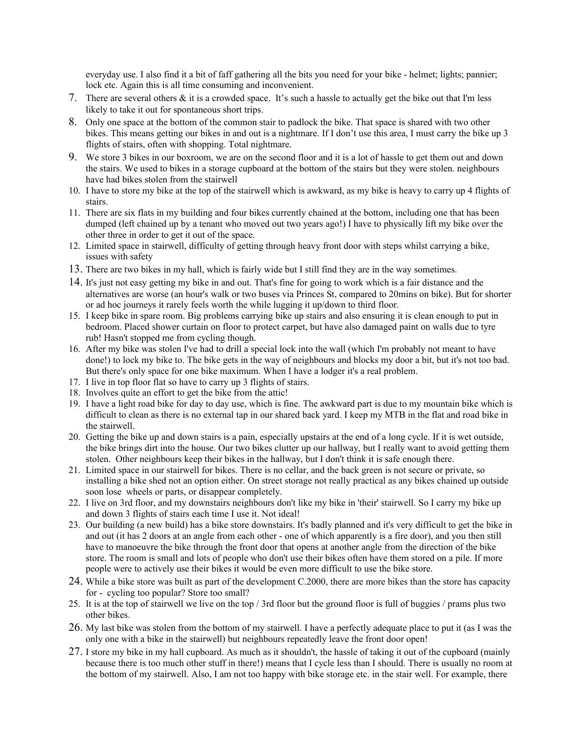everyday use. I also find it a bit of faff gathering all the bits you need for your bike - helmet; lights; pannier; lock etc. Again this is all time consuming and inconvenient.

7. There are several others & it is a crowded space. It's such a hassle to actually get the bike out that I'm less likely to take it out for spontaneous short trips.
8. Only one space at the bottom of the common stair to padlock the bike. That space is shared with two other bikes. This means getting our bikes in and out is a nightmare. If I don't use this area, I must carry the bike up 3 flights of stairs, often with shopping. Total nightmare.
9. We store 3 bikes in our boxroom, we are on the second floor and it is a lot of hassle to get them out and down the stairs. We used to bikes in a storage cupboard at the bottom of the stairs but they were stolen. neighbours have had bikes stolen from the stairwell
10. I have to store my bike at the top of the stairwell which is awkward, as my bike is heavy to carry up 4 flights of stairs.
11. There are six flats in my building and four bikes currently chained at the bottom, including one that has been dumped (left chained up by a tenant who moved out two years ago!) I have to physically lift my bike over the other three in order to get it out of the space.
12. Limited space in stairwell, difficulty of getting through heavy front door with steps whilst carrying a bike, issues with safety
13. There are two bikes in my hall, which is fairly wide but I still find they are in the way sometimes.
14. It's just not easy getting my bike in and out. That's fine for going to work which is a fair distance and the alternatives are worse (an hour's walk or two buses via Princes St, compared to 20mins on bike). But for shorter or ad hoc journeys it rarely feels worth the while lugging it up/down to third floor.
15. I keep bike in spare room. Big problems carrying bike up stairs and also ensuring it is clean enough to put in bedroom. Placed shower curtain on floor to protect carpet, but have also damaged paint on walls due to tyre rub! Hasn't stopped me from cycling though.
16. After my bike was stolen I've had to drill a special lock into the wall (which I'm probably not meant to have done!) to lock my bike to. The bike gets in the way of neighbours and blocks my door a bit, but it's not too bad. But there's only space for one bike maximum. When I have a lodger it's a real problem.
17. I live in top floor flat so have to carry up 3 flights of stairs.
18. Involves quite an effort to get the bike from the attic!
19. I have a light road bike for day to day use, which is fine. The awkward part is due to my mountain bike which is difficult to clean as there is no external tap in our shared back yard. I keep my MTB in the flat and road bike in the stairwell.
20. Getting the bike up and down stairs is a pain, especially upstairs at the end of a long cycle. If it is wet outside, the bike brings dirt into the house. Our two bikes clutter up our hallway, but I really want to avoid getting them stolen. Other neighbours keep their bikes in the hallway, but I don't think it is safe enough there.
21. Limited space in our stairwell for bikes. There is no cellar, and the back green is not secure or private, so installing a bike shed not an option either. On street storage not really practical as any bikes chained up outside soon lose wheels or parts, or disappear completely.
22. I live on 3rd floor, and my downstairs neighbours don't like my bike in 'their' stairwell. So I carry my bike up and down 3 flights of stairs each time I use it. Not ideal!
23. Our building (a new build) has a bike store downstairs. It's badly planned and it's very difficult to get the bike in and out (it has 2 doors at an angle from each other - one of which apparently is a fire door), and you then still have to manoeuvre the bike through the front door that opens at another angle from the direction of the bike store. The room is small and lots of people who don't use their bikes often have them stored on a pile. If more people were to actively use their bikes it would be even more difficult to use the bike store.
24. While a bike store was built as part of the development C.2000, there are more bikes than the store has capacity for - cycling too popular? Store too small?
25. It is at the top of stairwell we live on the top / 3rd floor but the ground floor is full of buggies / prams plus two other bikes.
26. My last bike was stolen from the bottom of my stairwell. I have a perfectly adequate place to put it (as I was the only one with a bike in the stairwell) but neighbours repeatedly leave the front door open!
27. I store my bike in my hall cupboard. As much as it shouldn't, the hassle of taking it out of the cupboard (mainly because there is too much other stuff in there!) means that I cycle less than I should. There is usually no room at the bottom of my stairwell. Also, I am not too happy with bike storage etc. in the stair well. For example, there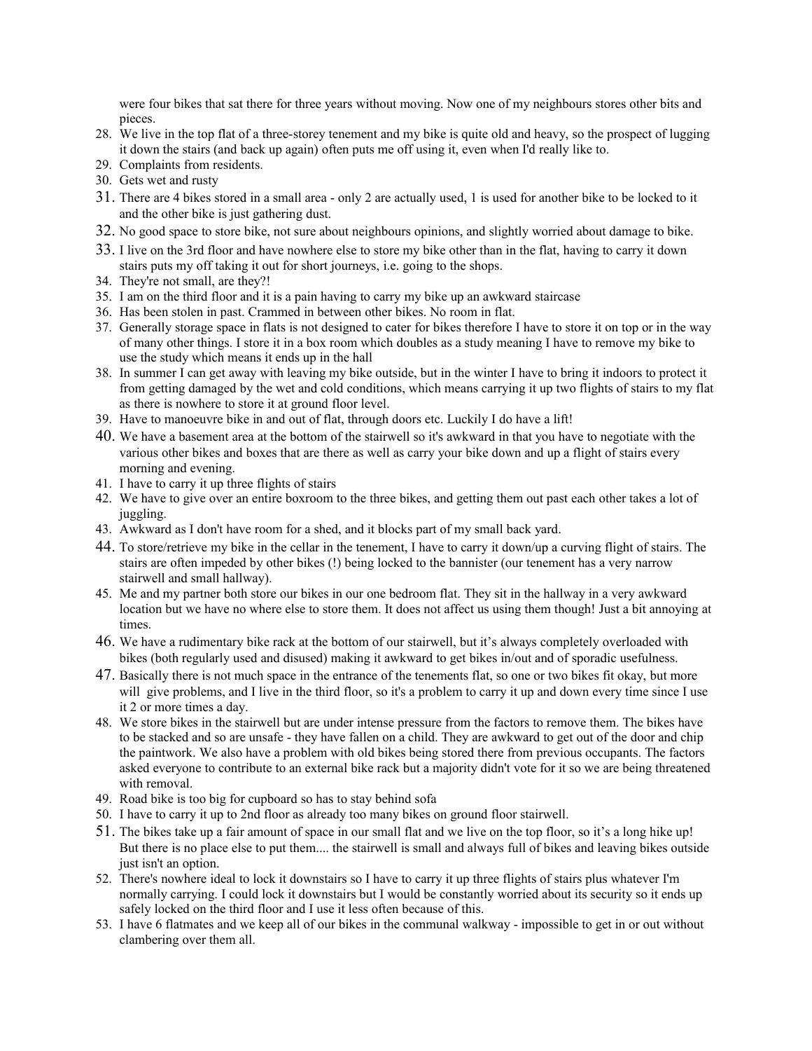were four bikes that sat there for three years without moving. Now one of my neighbours stores other bits and pieces.

28. We live in the top flat of a three-storey tenement and my bike is quite old and heavy, so the prospect of lugging it down the stairs (and back up again) often puts me off using it, even when I'd really like to.
29. Complaints from residents.
30. Gets wet and rusty
31. There are 4 bikes stored in a small area - only 2 are actually used, 1 is used for another bike to be locked to it and the other bike is just gathering dust.
32. No good space to store bike, not sure about neighbours opinions, and slightly worried about damage to bike.
33. I live on the 3rd floor and have nowhere else to store my bike other than in the flat, having to carry it down stairs puts my off taking it out for short journeys, i.e. going to the shops.
34. They're not small, are they?!
35. I am on the third floor and it is a pain having to carry my bike up an awkward staircase
36. Has been stolen in past. Crammed in between other bikes. No room in flat.
37. Generally storage space in flats is not designed to cater for bikes therefore I have to store it on top or in the way of many other things. I store it in a box room which doubles as a study meaning I have to remove my bike to use the study which means it ends up in the hall
38. In summer I can get away with leaving my bike outside, but in the winter I have to bring it indoors to protect it from getting damaged by the wet and cold conditions, which means carrying it up two flights of stairs to my flat as there is nowhere to store it at ground floor level.
39. Have to manoeuvre bike in and out of flat, through doors etc. Luckily I do have a lift!
40. We have a basement area at the bottom of the stairwell so it's awkward in that you have to negotiate with the various other bikes and boxes that are there as well as carry your bike down and up a flight of stairs every morning and evening.
41. I have to carry it up three flights of stairs
42. We have to give over an entire boxroom to the three bikes, and getting them out past each other takes a lot of juggling.
43. Awkward as I don't have room for a shed, and it blocks part of my small back yard.
44. To store/retrieve my bike in the cellar in the tenement, I have to carry it down/up a curving flight of stairs. The stairs are often impeded by other bikes (!) being locked to the bannister (our tenement has a very narrow stairwell and small hallway).
45. Me and my partner both store our bikes in our one bedroom flat. They sit in the hallway in a very awkward location but we have no where else to store them. It does not affect us using them though! Just a bit annoying at times.
46. We have a rudimentary bike rack at the bottom of our stairwell, but it's always completely overloaded with bikes (both regularly used and disused) making it awkward to get bikes in/out and of sporadic usefulness.
47. Basically there is not much space in the entrance of the tenements flat, so one or two bikes fit okay, but more will give problems, and I live in the third floor, so it's a problem to carry it up and down every time since I use it 2 or more times a day.
48. We store bikes in the stairwell but are under intense pressure from the factors to remove them. The bikes have to be stacked and so are unsafe - they have fallen on a child. They are awkward to get out of the door and chip the paintwork. We also have a problem with old bikes being stored there from previous occupants. The factors asked everyone to contribute to an external bike rack but a majority didn't vote for it so we are being threatened with removal.
49. Road bike is too big for cupboard so has to stay behind sofa
50. I have to carry it up to 2nd floor as already too many bikes on ground floor stairwell.
51. The bikes take up a fair amount of space in our small flat and we live on the top floor, so it's a long hike up! But there is no place else to put them.... the stairwell is small and always full of bikes and leaving bikes outside just isn't an option.
52. There's nowhere ideal to lock it downstairs so I have to carry it up three flights of stairs plus whatever I'm normally carrying. I could lock it downstairs but I would be constantly worried about its security so it ends up safely locked on the third floor and I use it less often because of this.
53. I have 6 flatmates and we keep all of our bikes in the communal walkway - impossible to get in or out without clambering over them all.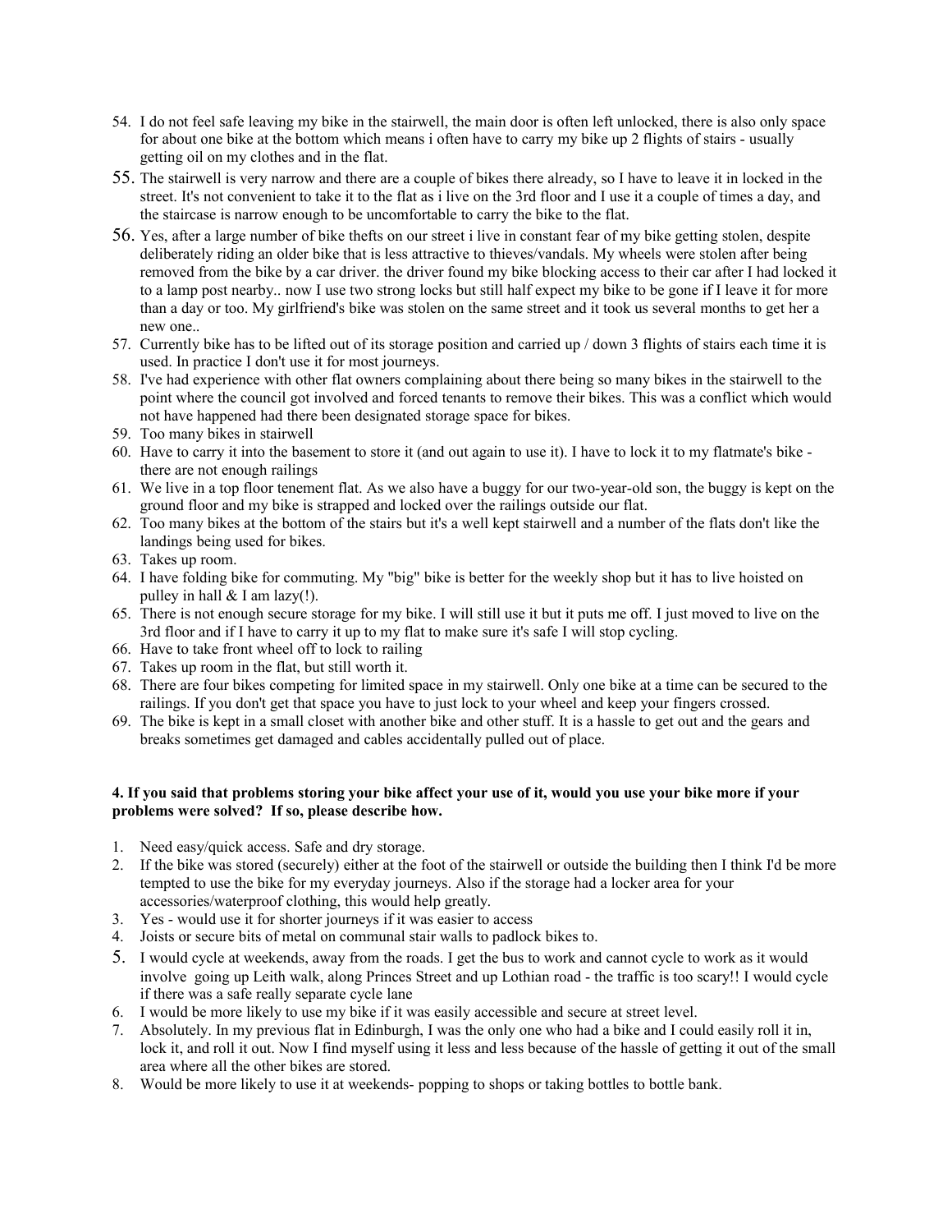54. I do not feel safe leaving my bike in the stairwell, the main door is often left unlocked, there is also only space for about one bike at the bottom which means i often have to carry my bike up 2 flights of stairs - usually getting oil on my clothes and in the flat.
55. The stairwell is very narrow and there are a couple of bikes there already, so I have to leave it in locked in the street. It's not convenient to take it to the flat as i live on the 3rd floor and I use it a couple of times a day, and the staircase is narrow enough to be uncomfortable to carry the bike to the flat.
56. Yes, after a large number of bike thefts on our street i live in constant fear of my bike getting stolen, despite deliberately riding an older bike that is less attractive to thieves/vandals. My wheels were stolen after being removed from the bike by a car driver. the driver found my bike blocking access to their car after I had locked it to a lamp post nearby.. now I use two strong locks but still half expect my bike to be gone if I leave it for more than a day or too. My girlfriend's bike was stolen on the same street and it took us several months to get her a new one..
57. Currently bike has to be lifted out of its storage position and carried up / down 3 flights of stairs each time it is used. In practice I don't use it for most journeys.
58. I've had experience with other flat owners complaining about there being so many bikes in the stairwell to the point where the council got involved and forced tenants to remove their bikes. This was a conflict which would not have happened had there been designated storage space for bikes.
59. Too many bikes in stairwell
60. Have to carry it into the basement to store it (and out again to use it). I have to lock it to my flatmate's bike - there are not enough railings
61. We live in a top floor tenement flat. As we also have a buggy for our two-year-old son, the buggy is kept on the ground floor and my bike is strapped and locked over the railings outside our flat.
62. Too many bikes at the bottom of the stairs but it's a well kept stairwell and a number of the flats don't like the landings being used for bikes.
63. Takes up room.
64. I have folding bike for commuting. My "big" bike is better for the weekly shop but it has to live hoisted on pulley in hall & I am lazy(!).
65. There is not enough secure storage for my bike. I will still use it but it puts me off. I just moved to live on the 3rd floor and if I have to carry it up to my flat to make sure it's safe I will stop cycling.
66. Have to take front wheel off to lock to railing
67. Takes up room in the flat, but still worth it.
68. There are four bikes competing for limited space in my stairwell. Only one bike at a time can be secured to the railings. If you don't get that space you have to just lock to your wheel and keep your fingers crossed.
69. The bike is kept in a small closet with another bike and other stuff. It is a hassle to get out and the gears and breaks sometimes get damaged and cables accidentally pulled out of place.

**4. If you said that problems storing your bike affect your use of it, would you use your bike more if your problems were solved? If so, please describe how.**

1. Need easy/quick access. Safe and dry storage.
2. If the bike was stored (securely) either at the foot of the stairwell or outside the building then I think I'd be more tempted to use the bike for my everyday journeys. Also if the storage had a locker area for your accessories/waterproof clothing, this would help greatly.
3. Yes - would use it for shorter journeys if it was easier to access
4. Joists or secure bits of metal on communal stair walls to padlock bikes to.
5. I would cycle at weekends, away from the roads. I get the bus to work and cannot cycle to work as it would involve going up Leith walk, along Princes Street and up Lothian road - the traffic is too scary!! I would cycle if there was a safe really separate cycle lane
6. I would be more likely to use my bike if it was easily accessible and secure at street level.
7. Absolutely. In my previous flat in Edinburgh, I was the only one who had a bike and I could easily roll it in, lock it, and roll it out. Now I find myself using it less and less because of the hassle of getting it out of the small area where all the other bikes are stored.
8. Would be more likely to use it at weekends- popping to shops or taking bottles to bottle bank.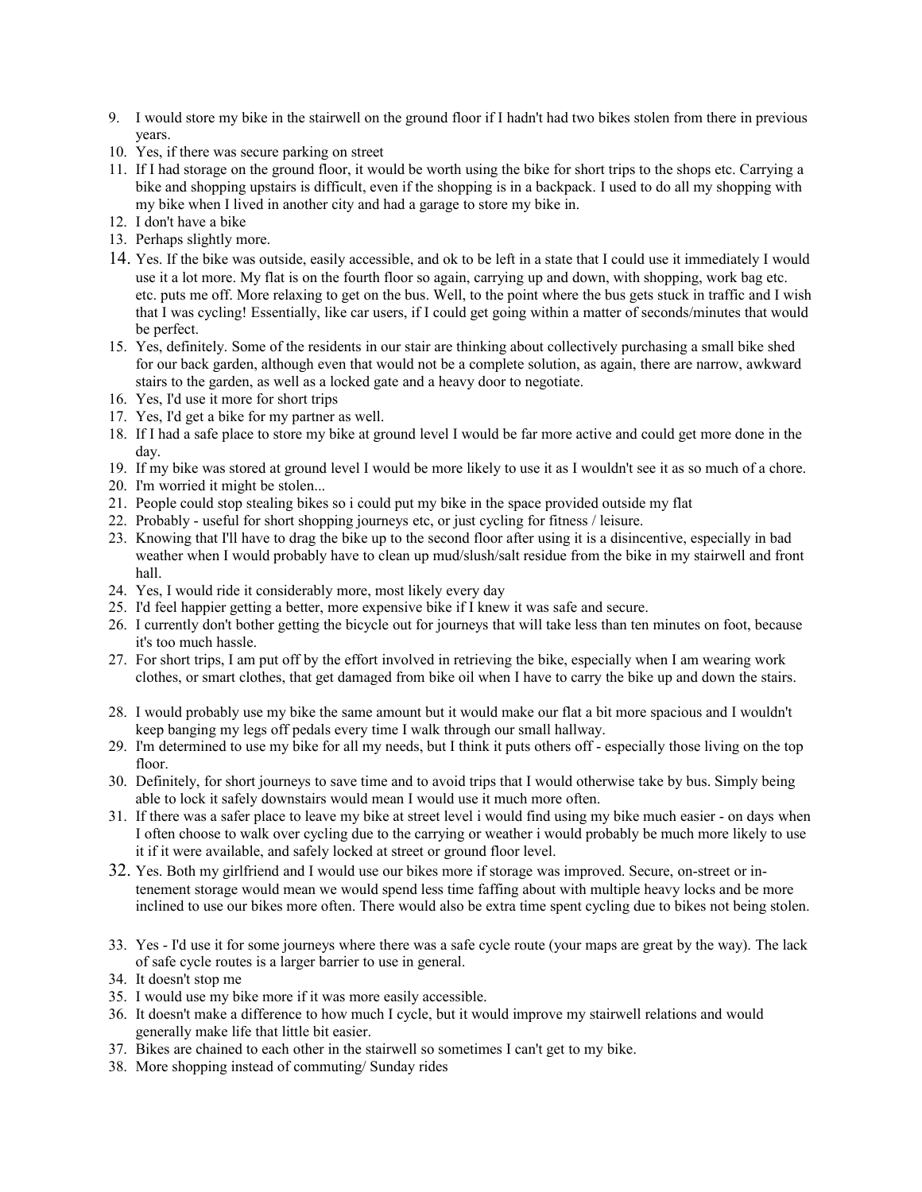9. I would store my bike in the stairwell on the ground floor if I hadn't had two bikes stolen from there in previous years.
10. Yes, if there was secure parking on street
11. If I had storage on the ground floor, it would be worth using the bike for short trips to the shops etc. Carrying a bike and shopping upstairs is difficult, even if the shopping is in a backpack. I used to do all my shopping with my bike when I lived in another city and had a garage to store my bike in.
12. I don't have a bike
13. Perhaps slightly more.
14. Yes. If the bike was outside, easily accessible, and ok to be left in a state that I could use it immediately I would use it a lot more. My flat is on the fourth floor so again, carrying up and down, with shopping, work bag etc. etc. puts me off. More relaxing to get on the bus. Well, to the point where the bus gets stuck in traffic and I wish that I was cycling! Essentially, like car users, if I could get going within a matter of seconds/minutes that would be perfect.
15. Yes, definitely. Some of the residents in our stair are thinking about collectively purchasing a small bike shed for our back garden, although even that would not be a complete solution, as again, there are narrow, awkward stairs to the garden, as well as a locked gate and a heavy door to negotiate.
16. Yes, I'd use it more for short trips
17. Yes, I'd get a bike for my partner as well.
18. If I had a safe place to store my bike at ground level I would be far more active and could get more done in the day.
19. If my bike was stored at ground level I would be more likely to use it as I wouldn't see it as so much of a chore.
20. I'm worried it might be stolen...
21. People could stop stealing bikes so i could put my bike in the space provided outside my flat
22. Probably - useful for short shopping journeys etc, or just cycling for fitness / leisure.
23. Knowing that I'll have to drag the bike up to the second floor after using it is a disincentive, especially in bad weather when I would probably have to clean up mud/slush/salt residue from the bike in my stairwell and front hall.
24. Yes, I would ride it considerably more, most likely every day
25. I'd feel happier getting a better, more expensive bike if I knew it was safe and secure.
26. I currently don't bother getting the bicycle out for journeys that will take less than ten minutes on foot, because it's too much hassle.
27. For short trips, I am put off by the effort involved in retrieving the bike, especially when I am wearing work clothes, or smart clothes, that get damaged from bike oil when I have to carry the bike up and down the stairs.
28. I would probably use my bike the same amount but it would make our flat a bit more spacious and I wouldn't keep banging my legs off pedals every time I walk through our small hallway.
29. I'm determined to use my bike for all my needs, but I think it puts others off - especially those living on the top floor.
30. Definitely, for short journeys to save time and to avoid trips that I would otherwise take by bus. Simply being able to lock it safely downstairs would mean I would use it much more often.
31. If there was a safer place to leave my bike at street level i would find using my bike much easier - on days when I often choose to walk over cycling due to the carrying or weather i would probably be much more likely to use it if it were available, and safely locked at street or ground floor level.
32. Yes. Both my girlfriend and I would use our bikes more if storage was improved. Secure, on-street or in-tenement storage would mean we would spend less time faffing about with multiple heavy locks and be more inclined to use our bikes more often. There would also be extra time spent cycling due to bikes not being stolen.
33. Yes - I'd use it for some journeys where there was a safe cycle route (your maps are great by the way). The lack of safe cycle routes is a larger barrier to use in general.
34. It doesn't stop me
35. I would use my bike more if it was more easily accessible.
36. It doesn't make a difference to how much I cycle, but it would improve my stairwell relations and would generally make life that little bit easier.
37. Bikes are chained to each other in the stairwell so sometimes I can't get to my bike.
38. More shopping instead of commuting/ Sunday rides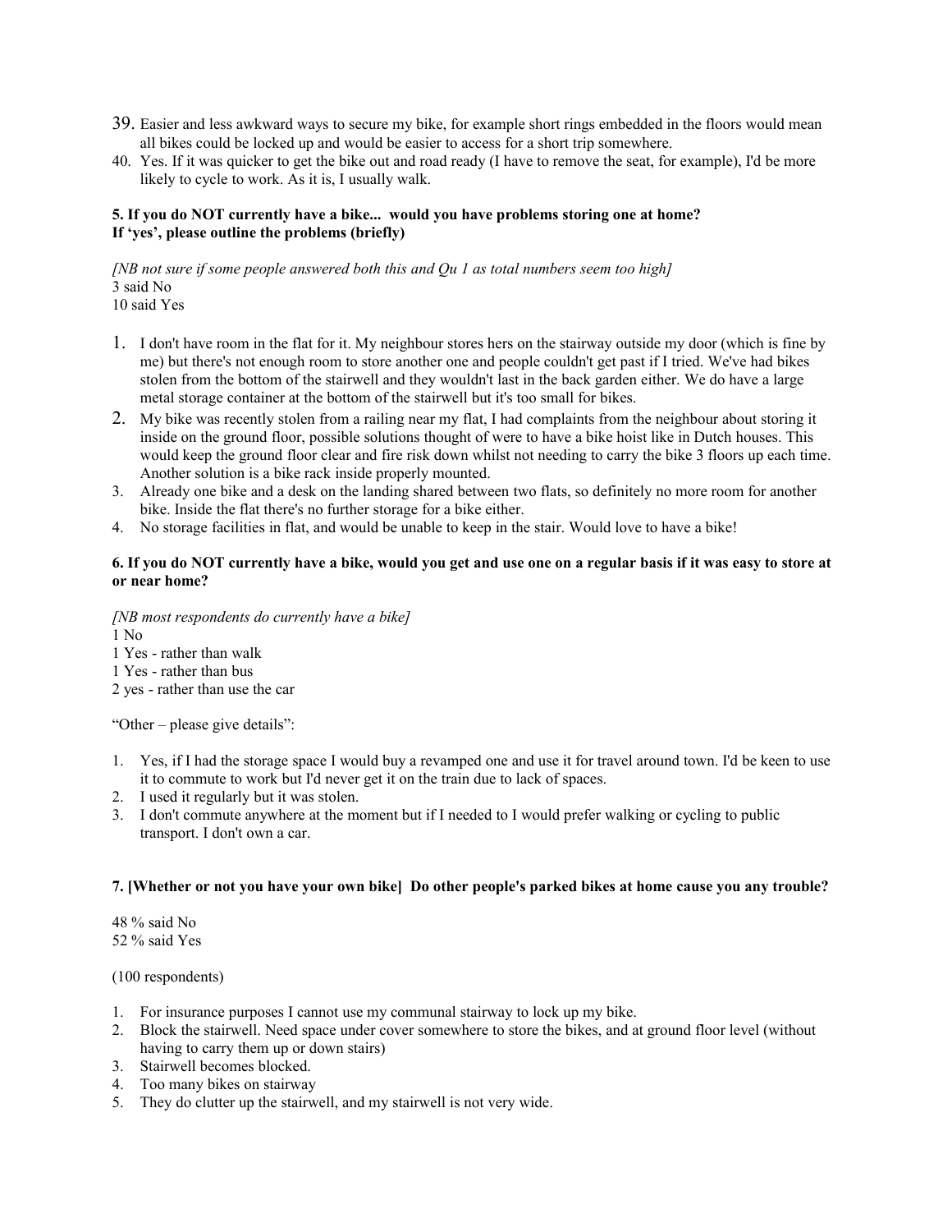39. Easier and less awkward ways to secure my bike, for example short rings embedded in the floors would mean all bikes could be locked up and would be easier to access for a short trip somewhere.
40. Yes. If it was quicker to get the bike out and road ready (I have to remove the seat, for example), I'd be more likely to cycle to work. As it is, I usually walk.

**5. If you do NOT currently have a bike... would you have problems storing one at home? If 'yes', please outline the problems (briefly)**

*[NB not sure if some people answered both this and Qu 1 as total numbers seem too high]*
3 said No
10 said Yes

1. I don't have room in the flat for it. My neighbour stores hers on the stairway outside my door (which is fine by me) but there's not enough room to store another one and people couldn't get past if I tried. We've had bikes stolen from the bottom of the stairwell and they wouldn't last in the back garden either. We do have a large metal storage container at the bottom of the stairwell but it's too small for bikes.
2. My bike was recently stolen from a railing near my flat, I had complaints from the neighbour about storing it inside on the ground floor, possible solutions thought of were to have a bike hoist like in Dutch houses. This would keep the ground floor clear and fire risk down whilst not needing to carry the bike 3 floors up each time. Another solution is a bike rack inside properly mounted.
3. Already one bike and a desk on the landing shared between two flats, so definitely no more room for another bike. Inside the flat there's no further storage for a bike either.
4. No storage facilities in flat, and would be unable to keep in the stair. Would love to have a bike!

**6. If you do NOT currently have a bike, would you get and use one on a regular basis if it was easy to store at or near home?**

*[NB most respondents do currently have a bike]*
1 No
1 Yes - rather than walk
1 Yes - rather than bus
2 yes - rather than use the car

"Other – please give details":

1. Yes, if I had the storage space I would buy a revamped one and use it for travel around town. I'd be keen to use it to commute to work but I'd never get it on the train due to lack of spaces.
2. I used it regularly but it was stolen.
3. I don't commute anywhere at the moment but if I needed to I would prefer walking or cycling to public transport. I don't own a car.

**7. [Whether or not you have your own bike] Do other people's parked bikes at home cause you any trouble?**

48 % said No
52 % said Yes

(100 respondents)

1. For insurance purposes I cannot use my communal stairway to lock up my bike.
2. Block the stairwell. Need space under cover somewhere to store the bikes, and at ground floor level (without having to carry them up or down stairs)
3. Stairwell becomes blocked.
4. Too many bikes on stairway
5. They do clutter up the stairwell, and my stairwell is not very wide.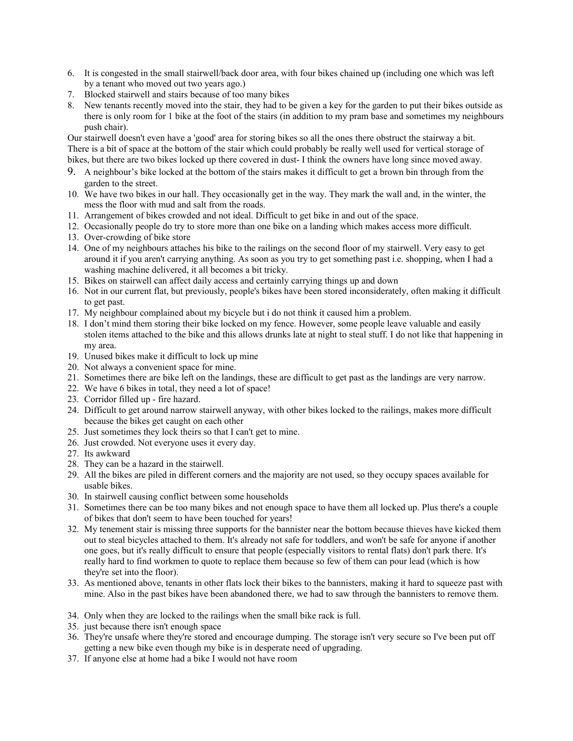6. It is congested in the small stairwell/back door area, with four bikes chained up (including one which was left by a tenant who moved out two years ago.)
7. Blocked stairwell and stairs because of too many bikes
8. New tenants recently moved into the stair, they had to be given a key for the garden to put their bikes outside as there is only room for 1 bike at the foot of the stairs (in addition to my pram base and sometimes my neighbours push chair).

Our stairwell doesn't even have a 'good' area for storing bikes so all the ones there obstruct the stairway a bit. There is a bit of space at the bottom of the stair which could probably be really well used for vertical storage of bikes, but there are two bikes locked up there covered in dust- I think the owners have long since moved away.

9. A neighbour's bike locked at the bottom of the stairs makes it difficult to get a brown bin through from the garden to the street.
10. We have two bikes in our hall. They occasionally get in the way. They mark the wall and, in the winter, the mess the floor with mud and salt from the roads.
11. Arrangement of bikes crowded and not ideal. Difficult to get bike in and out of the space.
12. Occasionally people do try to store more than one bike on a landing which makes access more difficult.
13. Over-crowding of bike store
14. One of my neighbours attaches his bike to the railings on the second floor of my stairwell. Very easy to get around it if you aren't carrying anything. As soon as you try to get something past i.e. shopping, when I had a washing machine delivered, it all becomes a bit tricky.
15. Bikes on stairwell can affect daily access and certainly carrying things up and down
16. Not in our current flat, but previously, people's bikes have been stored inconsiderately, often making it difficult to get past.
17. My neighbour complained about my bicycle but i do not think it caused him a problem.
18. I don't mind them storing their bike locked on my fence. However, some people leave valuable and easily stolen items attached to the bike and this allows drunks late at night to steal stuff. I do not like that happening in my area.
19. Unused bikes make it difficult to lock up mine
20. Not always a convenient space for mine.
21. Sometimes there are bike left on the landings, these are difficult to get past as the landings are very narrow.
22. We have 6 bikes in total, they need a lot of space!
23. Corridor filled up - fire hazard.
24. Difficult to get around narrow stairwell anyway, with other bikes locked to the railings, makes more difficult because the bikes get caught on each other
25. Just sometimes they lock theirs so that I can't get to mine.
26. Just crowded. Not everyone uses it every day.
27. Its awkward
28. They can be a hazard in the stairwell.
29. All the bikes are piled in different corners and the majority are not used, so they occupy spaces available for usable bikes.
30. In stairwell causing conflict between some households
31. Sometimes there can be too many bikes and not enough space to have them all locked up. Plus there's a couple of bikes that don't seem to have been touched for years!
32. My tenement stair is missing three supports for the bannister near the bottom because thieves have kicked them out to steal bicycles attached to them. It's already not safe for toddlers, and won't be safe for anyone if another one goes, but it's really difficult to ensure that people (especially visitors to rental flats) don't park there. It's really hard to find workmen to quote to replace them because so few of them can pour lead (which is how they're set into the floor).
33. As mentioned above, tenants in other flats lock their bikes to the bannisters, making it hard to squeeze past with mine. Also in the past bikes have been abandoned there, we had to saw through the bannisters to remove them.
34. Only when they are locked to the railings when the small bike rack is full.
35. just because there isn't enough space
36. They're unsafe where they're stored and encourage dumping. The storage isn't very secure so I've been put off getting a new bike even though my bike is in desperate need of upgrading.
37. If anyone else at home had a bike I would not have room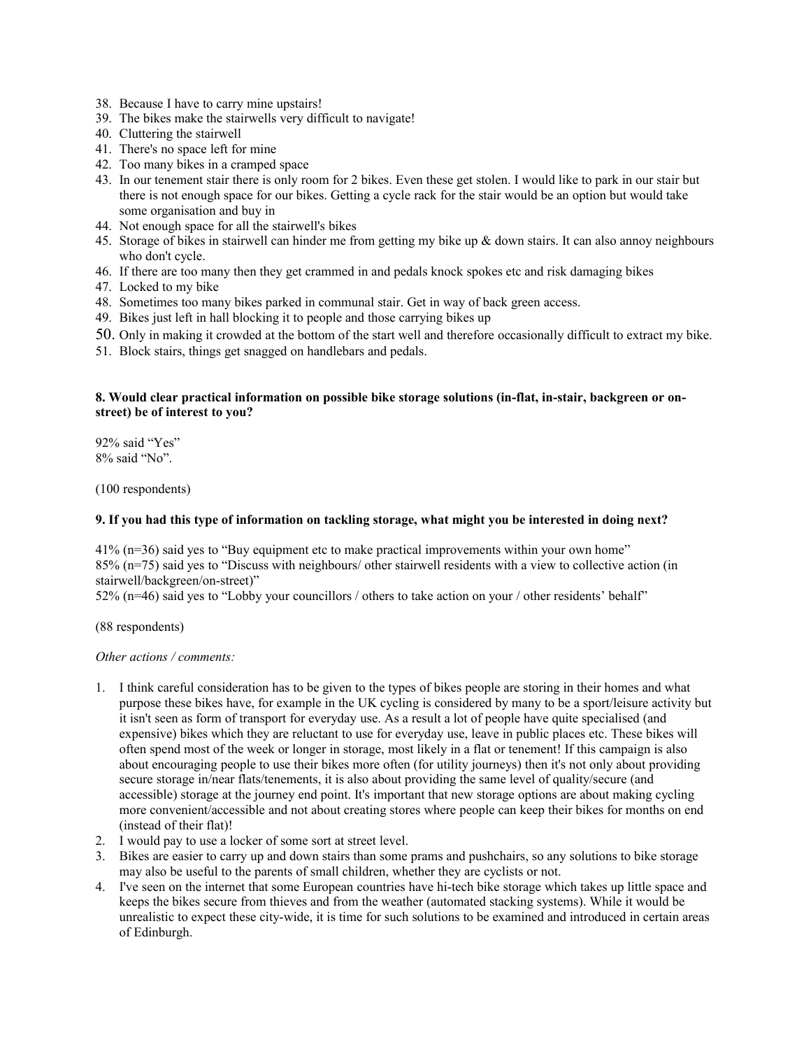38. Because I have to carry mine upstairs!
39. The bikes make the stairwells very difficult to navigate!
40. Cluttering the stairwell
41. There's no space left for mine
42. Too many bikes in a cramped space
43. In our tenement stair there is only room for 2 bikes. Even these get stolen. I would like to park in our stair but there is not enough space for our bikes. Getting a cycle rack for the stair would be an option but would take some organisation and buy in
44. Not enough space for all the stairwell's bikes
45. Storage of bikes in stairwell can hinder me from getting my bike up & down stairs. It can also annoy neighbours who don't cycle.
46. If there are too many then they get crammed in and pedals knock spokes etc and risk damaging bikes
47. Locked to my bike
48. Sometimes too many bikes parked in communal stair. Get in way of back green access.
49. Bikes just left in hall blocking it to people and those carrying bikes up
50. Only in making it crowded at the bottom of the start well and therefore occasionally difficult to extract my bike.
51. Block stairs, things get snagged on handlebars and pedals.

**8. Would clear practical information on possible bike storage solutions (in-flat, in-stair, backgreen or on-street) be of interest to you?**

92% said "Yes"
8% said "No".

(100 respondents)

**9. If you had this type of information on tackling storage, what might you be interested in doing next?**

41% (n=36) said yes to "Buy equipment etc to make practical improvements within your own home"
85% (n=75) said yes to "Discuss with neighbours/ other stairwell residents with a view to collective action (in stairwell/backgreen/on-street)"
52% (n=46) said yes to "Lobby your councillors / others to take action on your / other residents' behalf"

(88 respondents)

*Other actions / comments:*

1. I think careful consideration has to be given to the types of bikes people are storing in their homes and what purpose these bikes have, for example in the UK cycling is considered by many to be a sport/leisure activity but it isn't seen as form of transport for everyday use. As a result a lot of people have quite specialised (and expensive) bikes which they are reluctant to use for everyday use, leave in public places etc. These bikes will often spend most of the week or longer in storage, most likely in a flat or tenement! If this campaign is also about encouraging people to use their bikes more often (for utility journeys) then it's not only about providing secure storage in/near flats/tenements, it is also about providing the same level of quality/secure (and accessible) storage at the journey end point. It's important that new storage options are about making cycling more convenient/accessible and not about creating stores where people can keep their bikes for months on end (instead of their flat)!
2. I would pay to use a locker of some sort at street level.
3. Bikes are easier to carry up and down stairs than some prams and pushchairs, so any solutions to bike storage may also be useful to the parents of small children, whether they are cyclists or not.
4. I've seen on the internet that some European countries have hi-tech bike storage which takes up little space and keeps the bikes secure from thieves and from the weather (automated stacking systems). While it would be unrealistic to expect these city-wide, it is time for such solutions to be examined and introduced in certain areas of Edinburgh.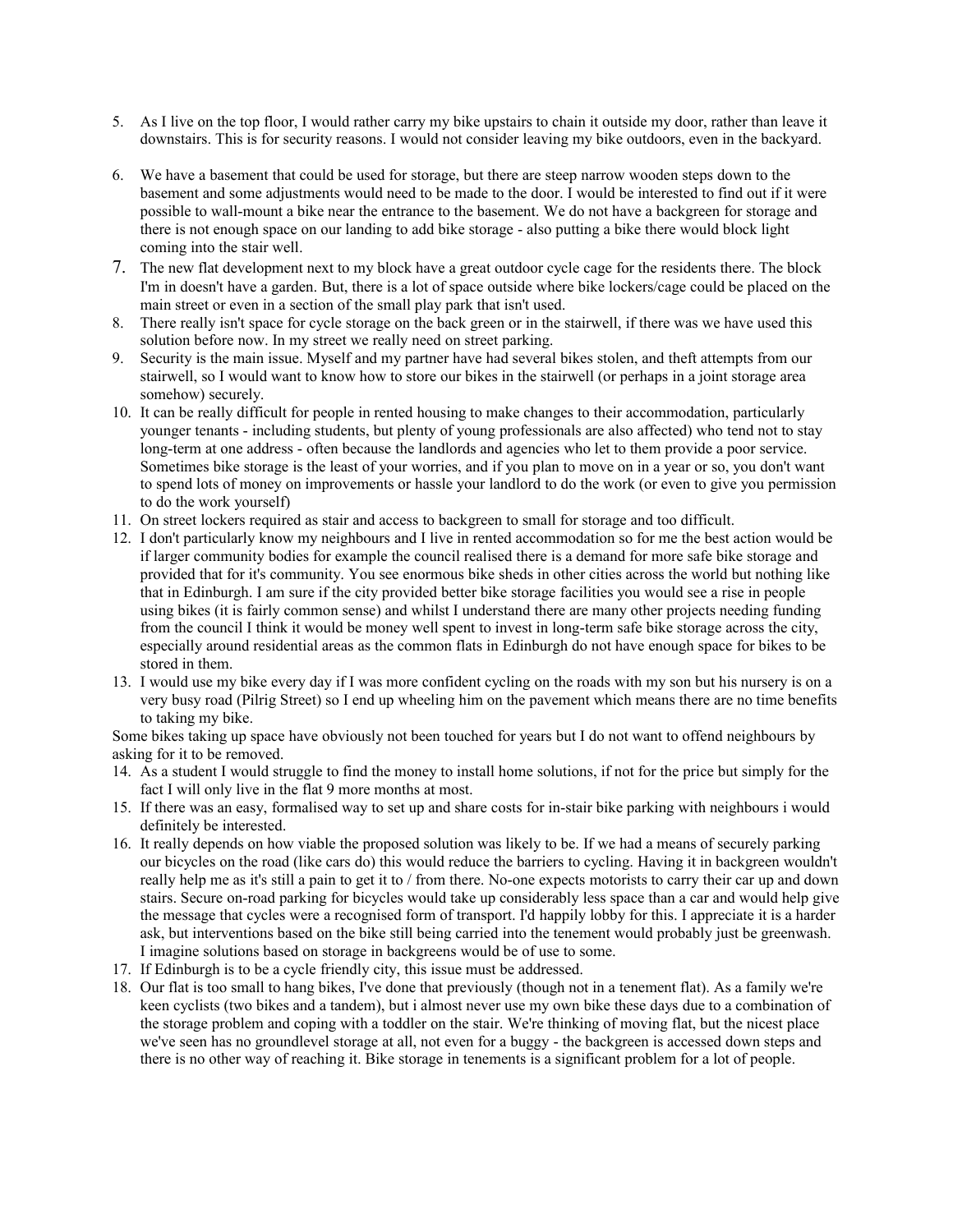5. As I live on the top floor, I would rather carry my bike upstairs to chain it outside my door, rather than leave it downstairs. This is for security reasons. I would not consider leaving my bike outdoors, even in the backyard.

6. We have a basement that could be used for storage, but there are steep narrow wooden steps down to the basement and some adjustments would need to be made to the door. I would be interested to find out if it were possible to wall-mount a bike near the entrance to the basement. We do not have a backgreen for storage and there is not enough space on our landing to add bike storage - also putting a bike there would block light coming into the stair well.
7. The new flat development next to my block have a great outdoor cycle cage for the residents there. The block I'm in doesn't have a garden. But, there is a lot of space outside where bike lockers/cage could be placed on the main street or even in a section of the small play park that isn't used.
8. There really isn't space for cycle storage on the back green or in the stairwell, if there was we have used this solution before now. In my street we really need on street parking.
9. Security is the main issue. Myself and my partner have had several bikes stolen, and theft attempts from our stairwell, so I would want to know how to store our bikes in the stairwell (or perhaps in a joint storage area somehow) securely.
10. It can be really difficult for people in rented housing to make changes to their accommodation, particularly younger tenants - including students, but plenty of young professionals are also affected) who tend not to stay long-term at one address - often because the landlords and agencies who let to them provide a poor service. Sometimes bike storage is the least of your worries, and if you plan to move on in a year or so, you don't want to spend lots of money on improvements or hassle your landlord to do the work (or even to give you permission to do the work yourself)
11. On street lockers required as stair and access to backgreen to small for storage and too difficult.
12. I don't particularly know my neighbours and I live in rented accommodation so for me the best action would be if larger community bodies for example the council realised there is a demand for more safe bike storage and provided that for it's community. You see enormous bike sheds in other cities across the world but nothing like that in Edinburgh. I am sure if the city provided better bike storage facilities you would see a rise in people using bikes (it is fairly common sense) and whilst I understand there are many other projects needing funding from the council I think it would be money well spent to invest in long-term safe bike storage across the city, especially around residential areas as the common flats in Edinburgh do not have enough space for bikes to be stored in them.
13. I would use my bike every day if I was more confident cycling on the roads with my son but his nursery is on a very busy road (Pilrig Street) so I end up wheeling him on the pavement which means there are no time benefits to taking my bike.

Some bikes taking up space have obviously not been touched for years but I do not want to offend neighbours by asking for it to be removed.

14. As a student I would struggle to find the money to install home solutions, if not for the price but simply for the fact I will only live in the flat 9 more months at most.
15. If there was an easy, formalised way to set up and share costs for in-stair bike parking with neighbours i would definitely be interested.
16. It really depends on how viable the proposed solution was likely to be. If we had a means of securely parking our bicycles on the road (like cars do) this would reduce the barriers to cycling. Having it in backgreen wouldn't really help me as it's still a pain to get it to / from there. No-one expects motorists to carry their car up and down stairs. Secure on-road parking for bicycles would take up considerably less space than a car and would help give the message that cycles were a recognised form of transport. I'd happily lobby for this. I appreciate it is a harder ask, but interventions based on the bike still being carried into the tenement would probably just be greenwash. I imagine solutions based on storage in backgreens would be of use to some.
17. If Edinburgh is to be a cycle friendly city, this issue must be addressed.
18. Our flat is too small to hang bikes, I've done that previously (though not in a tenement flat). As a family we're keen cyclists (two bikes and a tandem), but i almost never use my own bike these days due to a combination of the storage problem and coping with a toddler on the stair. We're thinking of moving flat, but the nicest place we've seen has no groundlevel storage at all, not even for a buggy - the backgreen is accessed down steps and there is no other way of reaching it. Bike storage in tenements is a significant problem for a lot of people.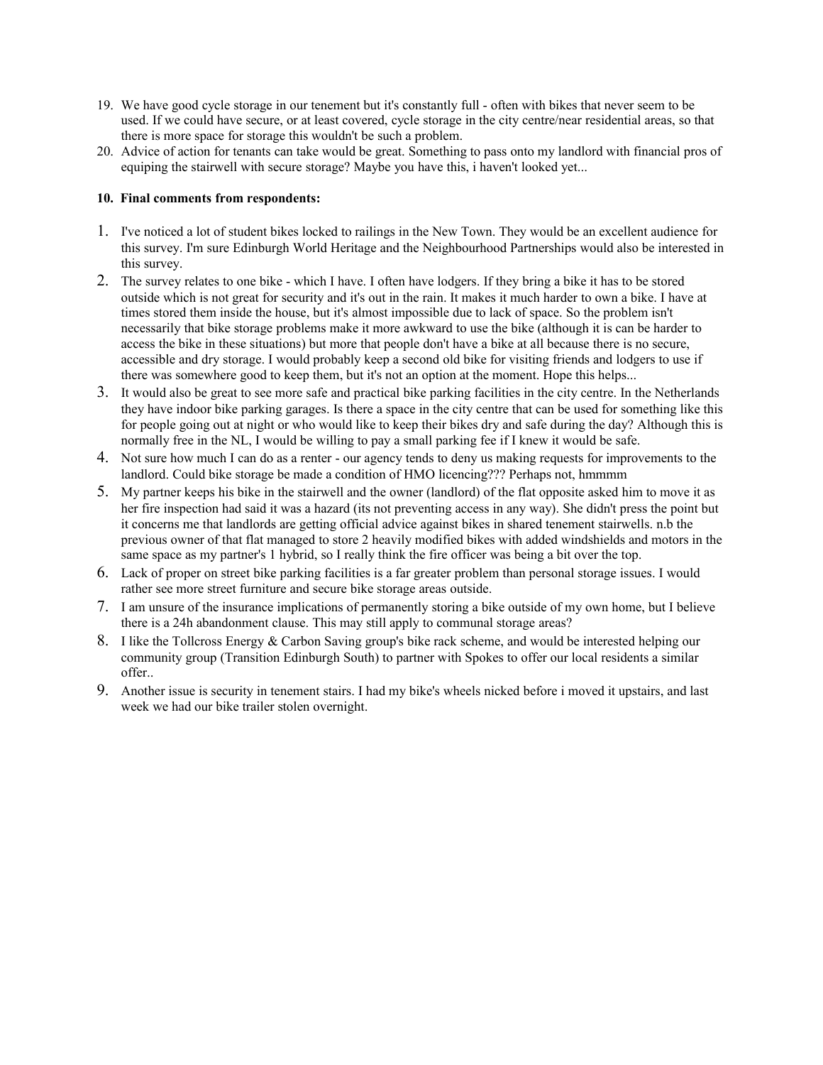19. We have good cycle storage in our tenement but it's constantly full - often with bikes that never seem to be used. If we could have secure, or at least covered, cycle storage in the city centre/near residential areas, so that there is more space for storage this wouldn't be such a problem.
20. Advice of action for tenants can take would be great. Something to pass onto my landlord with financial pros of equiping the stairwell with secure storage? Maybe you have this, i haven't looked yet...

**10. Final comments from respondents:**

1. I've noticed a lot of student bikes locked to railings in the New Town. They would be an excellent audience for this survey. I'm sure Edinburgh World Heritage and the Neighbourhood Partnerships would also be interested in this survey.
2. The survey relates to one bike - which I have. I often have lodgers. If they bring a bike it has to be stored outside which is not great for security and it's out in the rain. It makes it much harder to own a bike. I have at times stored them inside the house, but it's almost impossible due to lack of space. So the problem isn't necessarily that bike storage problems make it more awkward to use the bike (although it is can be harder to access the bike in these situations) but more that people don't have a bike at all because there is no secure, accessible and dry storage. I would probably keep a second old bike for visiting friends and lodgers to use if there was somewhere good to keep them, but it's not an option at the moment. Hope this helps...
3. It would also be great to see more safe and practical bike parking facilities in the city centre. In the Netherlands they have indoor bike parking garages. Is there a space in the city centre that can be used for something like this for people going out at night or who would like to keep their bikes dry and safe during the day? Although this is normally free in the NL, I would be willing to pay a small parking fee if I knew it would be safe.
4. Not sure how much I can do as a renter - our agency tends to deny us making requests for improvements to the landlord. Could bike storage be made a condition of HMO licencing??? Perhaps not, hmmmm
5. My partner keeps his bike in the stairwell and the owner (landlord) of the flat opposite asked him to move it as her fire inspection had said it was a hazard (its not preventing access in any way). She didn't press the point but it concerns me that landlords are getting official advice against bikes in shared tenement stairwells. n.b the previous owner of that flat managed to store 2 heavily modified bikes with added windshields and motors in the same space as my partner's 1 hybrid, so I really think the fire officer was being a bit over the top.
6. Lack of proper on street bike parking facilities is a far greater problem than personal storage issues. I would rather see more street furniture and secure bike storage areas outside.
7. I am unsure of the insurance implications of permanently storing a bike outside of my own home, but I believe there is a 24h abandonment clause. This may still apply to communal storage areas?
8. I like the Tollcross Energy & Carbon Saving group's bike rack scheme, and would be interested helping our community group (Transition Edinburgh South) to partner with Spokes to offer our local residents a similar offer..
9. Another issue is security in tenement stairs. I had my bike's wheels nicked before i moved it upstairs, and last week we had our bike trailer stolen overnight.